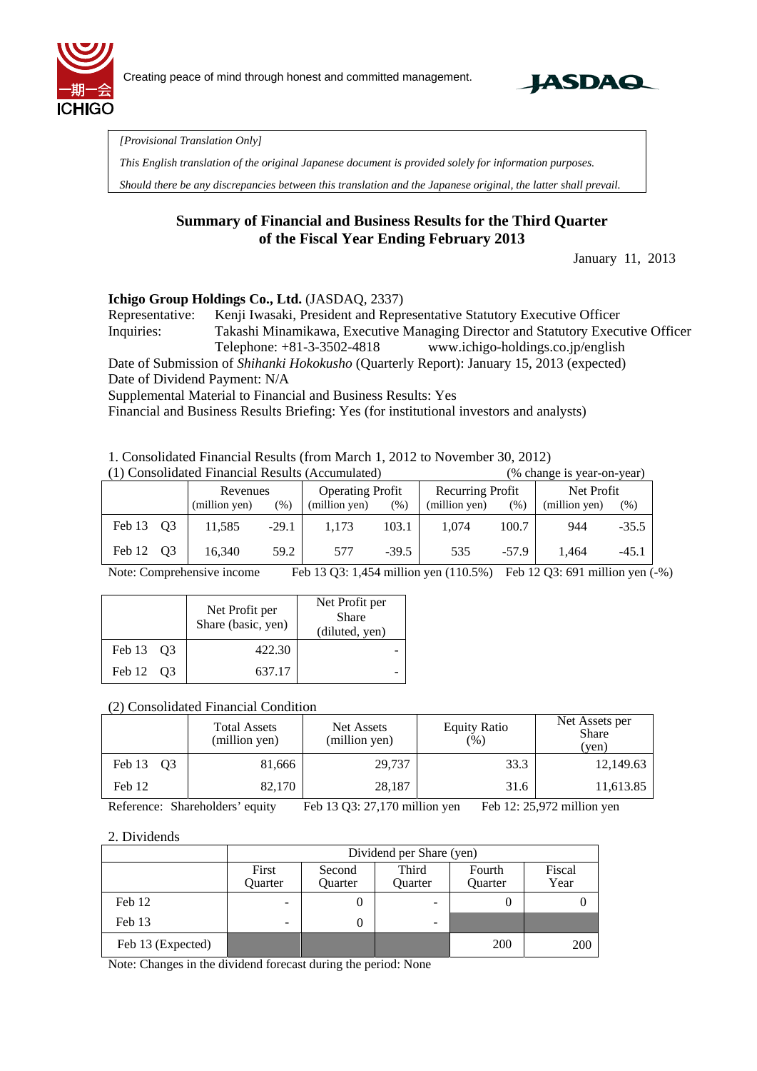Creating peace of mind through honest and committed management.

*[Provisional Translation Only]*

*This English translation of the original Japanese document is provided solely for information purposes.*

*Should there be any discrepancies between this translation and the Japanese original, the latter shall prevail.*

## Summary of Financial and Business Results for the Third Quarter of the Fiscal Year Ending February 2013

January 11, 2013

**Ichigo Group Holdings Co., Ltd.** (JASDAQ, 2337)

Representative: Kenji Iwasaki, President and Representative Statutory Executive Officer

Inquiries: Takashi Minamikawa, Executive Managing Director and Statutory Executive Officer

Telephone: +81-3-3502-4818 www.ichigo-holdings.co.jp/english

Date of Submission of *Shihanki Hokokusho* (Quarterly Report): January 15, 2013 (expected)

Date of Dividend Payment: N/A

Supplemental Material to Financial and Business Results: Yes

Financial and Business Results Briefing: Yes (for institutional investors and analysts)

1. Consolidated Financial Results (from March 1, 2012 to November 30, 2012)

(1) Consolidated Financial Results (Accumulated) (% change is year-on-year)

| | Revenues (million yen) | (%) | Operating Profit (million yen) | (%) | Recurring Profit (million yen) | (%) | Net Profit (million yen) | (%) |
|---|---|---|---|---|---|---|---|---|
| Feb 13 Q3 | 11,585 | -29.1 | 1,173 | 103.1 | 1,074 | 100.7 | 944 | -35.5 |
| Feb 12 Q3 | 16,340 | 59.2 | 577 | -39.5 | 535 | -57.9 | 1,464 | -45.1 |

Note: Comprehensive income Feb 13 Q3: 1,454 million yen (110.5%) Feb 12 Q3: 691 million yen (-%)

| | Net Profit per Share (basic, yen) | Net Profit per Share (diluted, yen) |
|---|---|---|
| Feb 13 Q3 | 422.30 | - |
| Feb 12 Q3 | 637.17 | - |

(2) Consolidated Financial Condition

| | Total Assets (million yen) | Net Assets (million yen) | Equity Ratio (%) | Net Assets per Share (yen) |
|---|---|---|---|---|
| Feb 13 Q3 | 81,666 | 29,737 | 33.3 | 12,149.63 |
| Feb 12 | 82,170 | 28,187 | 31.6 | 11,613.85 |

Reference: Shareholders' equity Feb 13 Q3: 27,170 million yen Feb 12: 25,972 million yen

2. Dividends

| | Dividend per Share (yen) | | | | |
|---|---|---|---|---|---|
| | First Quarter | Second Quarter | Third Quarter | Fourth Quarter | Fiscal Year |
| Feb 12 | - | 0 | - | 0 | 0 |
| Feb 13 | - | 0 | - | | |
| Feb 13 (Expected) | | | | 200 | 200 |

Note: Changes in the dividend forecast during the period: None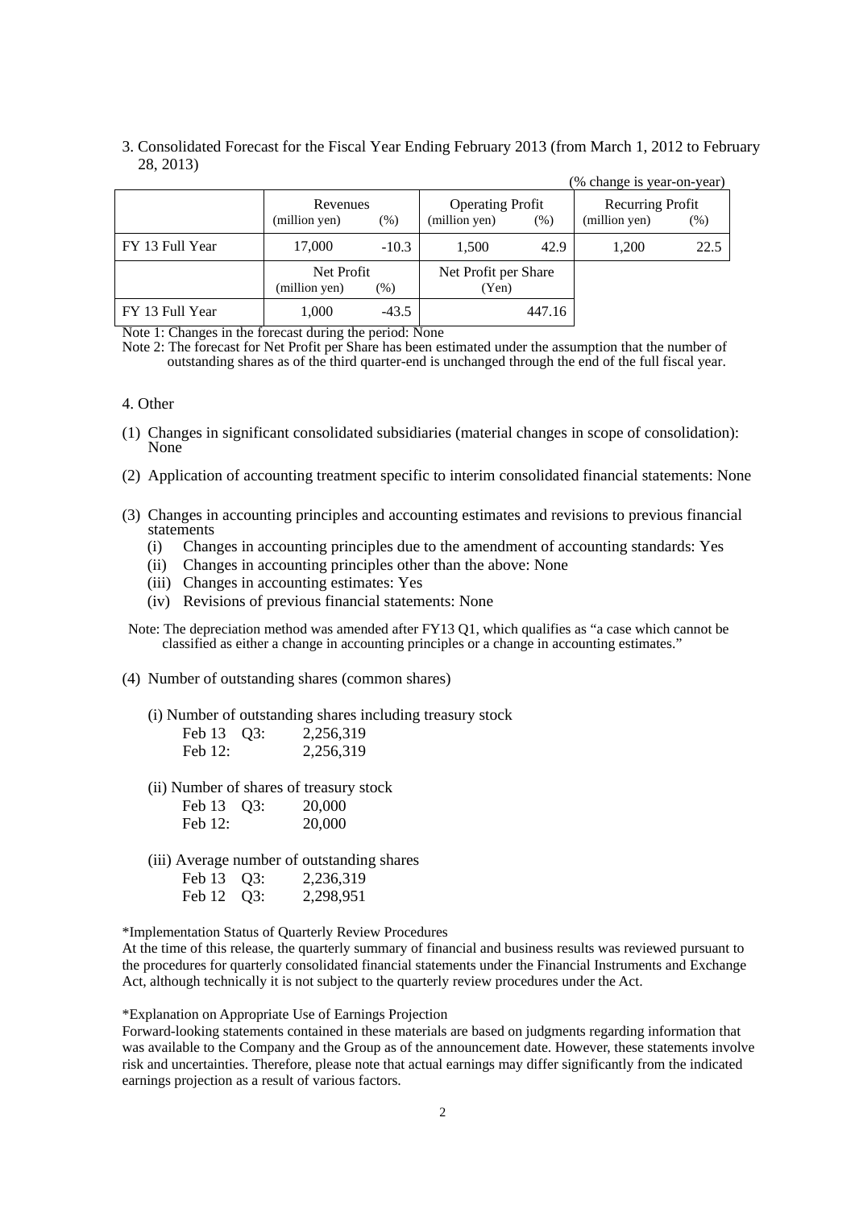3. Consolidated Forecast for the Fiscal Year Ending February 2013 (from March 1, 2012 to February 28, 2013)

(% change is year-on-year)

| | Revenues (million yen) | (%) | Operating Profit (million yen) | (%) | Recurring Profit (million yen) | (%) |
|---|---|---|---|---|---|---|
| FY 13 Full Year | 17,000 | -10.3 | 1,500 | 42.9 | 1,200 | 22.5 |

| | Net Profit (million yen) | (%) | Net Profit per Share (Yen) |
|---|---|---|---|
| FY 13 Full Year | 1,000 | -43.5 | 447.16 |

Note 1: Changes in the forecast during the period: None

Note 2: The forecast for Net Profit per Share has been estimated under the assumption that the number of outstanding shares as of the third quarter-end is unchanged through the end of the full fiscal year.

4. Other

(1) Changes in significant consolidated subsidiaries (material changes in scope of consolidation): None

(2) Application of accounting treatment specific to interim consolidated financial statements: None

(3) Changes in accounting principles and accounting estimates and revisions to previous financial statements
   - (i) Changes in accounting principles due to the amendment of accounting standards: Yes
   - (ii) Changes in accounting principles other than the above: None
   - (iii) Changes in accounting estimates: Yes
   - (iv) Revisions of previous financial statements: None

Note: The depreciation method was amended after FY13 Q1, which qualifies as "a case which cannot be classified as either a change in accounting principles or a change in accounting estimates."

(4) Number of outstanding shares (common shares)

(i) Number of outstanding shares including treasury stock

| | |
|---|---|
| Feb 13 Q3: | 2,256,319 |
| Feb 12: | 2,256,319 |

(ii) Number of shares of treasury stock

| | |
|---|---|
| Feb 13 Q3: | 20,000 |
| Feb 12: | 20,000 |

(iii) Average number of outstanding shares

| | |
|---|---|
| Feb 13 Q3: | 2,236,319 |
| Feb 12 Q3: | 2,298,951 |

*Implementation Status of Quarterly Review Procedures

At the time of this release, the quarterly summary of financial and business results was reviewed pursuant to the procedures for quarterly consolidated financial statements under the Financial Instruments and Exchange Act, although technically it is not subject to the quarterly review procedures under the Act.

*Explanation on Appropriate Use of Earnings Projection

Forward-looking statements contained in these materials are based on judgments regarding information that was available to the Company and the Group as of the announcement date. However, these statements involve risk and uncertainties. Therefore, please note that actual earnings may differ significantly from the indicated earnings projection as a result of various factors.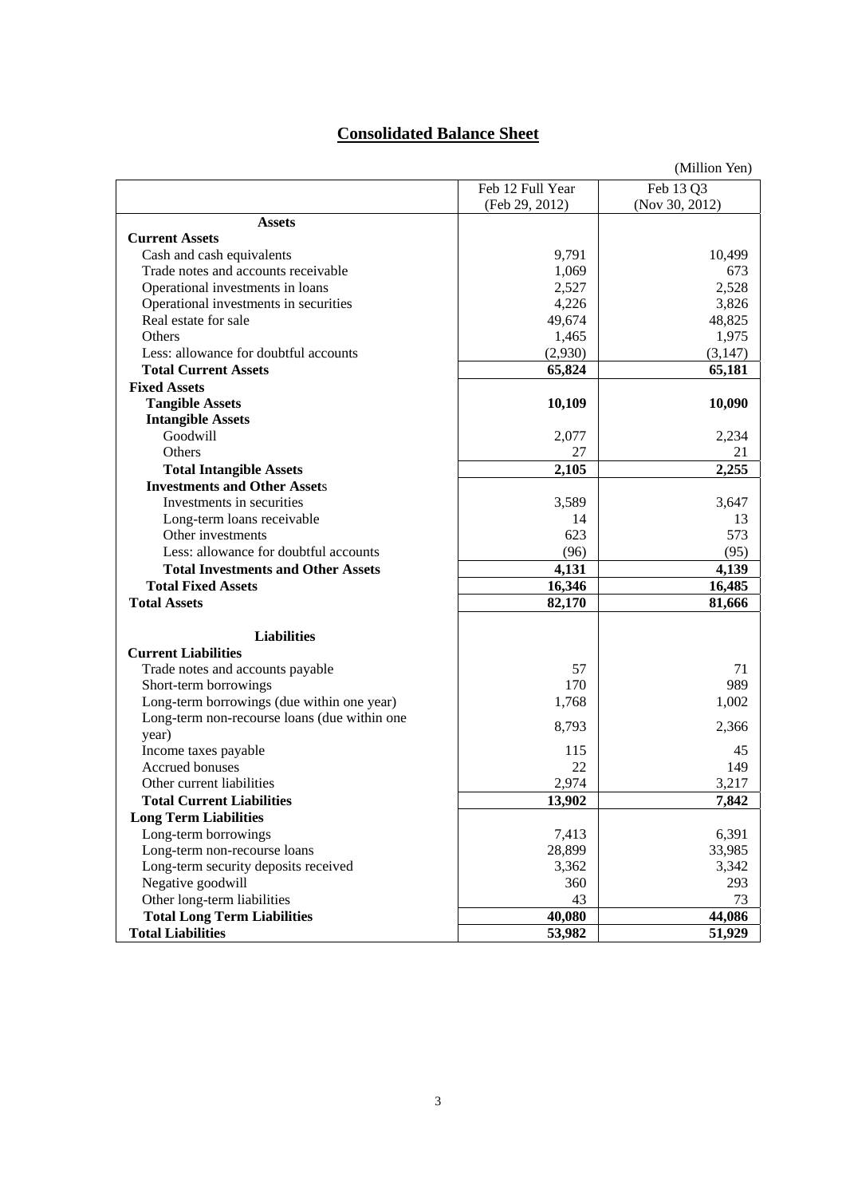# Consolidated Balance Sheet

(Million Yen)

| | Feb 12 Full Year (Feb 29, 2012) | Feb 13 Q3 (Nov 30, 2012) |
|---|---|---|
| **Assets** | | |
| **Current Assets** | | |
| Cash and cash equivalents | 9,791 | 10,499 |
| Trade notes and accounts receivable | 1,069 | 673 |
| Operational investments in loans | 2,527 | 2,528 |
| Operational investments in securities | 4,226 | 3,826 |
| Real estate for sale | 49,674 | 48,825 |
| Others | 1,465 | 1,975 |
| Less: allowance for doubtful accounts | (2,930) | (3,147) |
| **Total Current Assets** | **65,824** | **65,181** |
| **Fixed Assets** | | |
| **Tangible Assets** | **10,109** | **10,090** |
| **Intangible Assets** | | |
| Goodwill | 2,077 | 2,234 |
| Others | 27 | 21 |
| **Total Intangible Assets** | **2,105** | **2,255** |
| **Investments and Other Assets** | | |
| Investments in securities | 3,589 | 3,647 |
| Long-term loans receivable | 14 | 13 |
| Other investments | 623 | 573 |
| Less: allowance for doubtful accounts | (96) | (95) |
| **Total Investments and Other Assets** | **4,131** | **4,139** |
| **Total Fixed Assets** | **16,346** | **16,485** |
| **Total Assets** | **82,170** | **81,666** |
| **Liabilities** | | |
| **Current Liabilities** | | |
| Trade notes and accounts payable | 57 | 71 |
| Short-term borrowings | 170 | 989 |
| Long-term borrowings (due within one year) | 1,768 | 1,002 |
| Long-term non-recourse loans (due within one year) | 8,793 | 2,366 |
| Income taxes payable | 115 | 45 |
| Accrued bonuses | 22 | 149 |
| Other current liabilities | 2,974 | 3,217 |
| **Total Current Liabilities** | **13,902** | **7,842** |
| **Long Term Liabilities** | | |
| Long-term borrowings | 7,413 | 6,391 |
| Long-term non-recourse loans | 28,899 | 33,985 |
| Long-term security deposits received | 3,362 | 3,342 |
| Negative goodwill | 360 | 293 |
| Other long-term liabilities | 43 | 73 |
| **Total Long Term Liabilities** | **40,080** | **44,086** |
| **Total Liabilities** | **53,982** | **51,929** |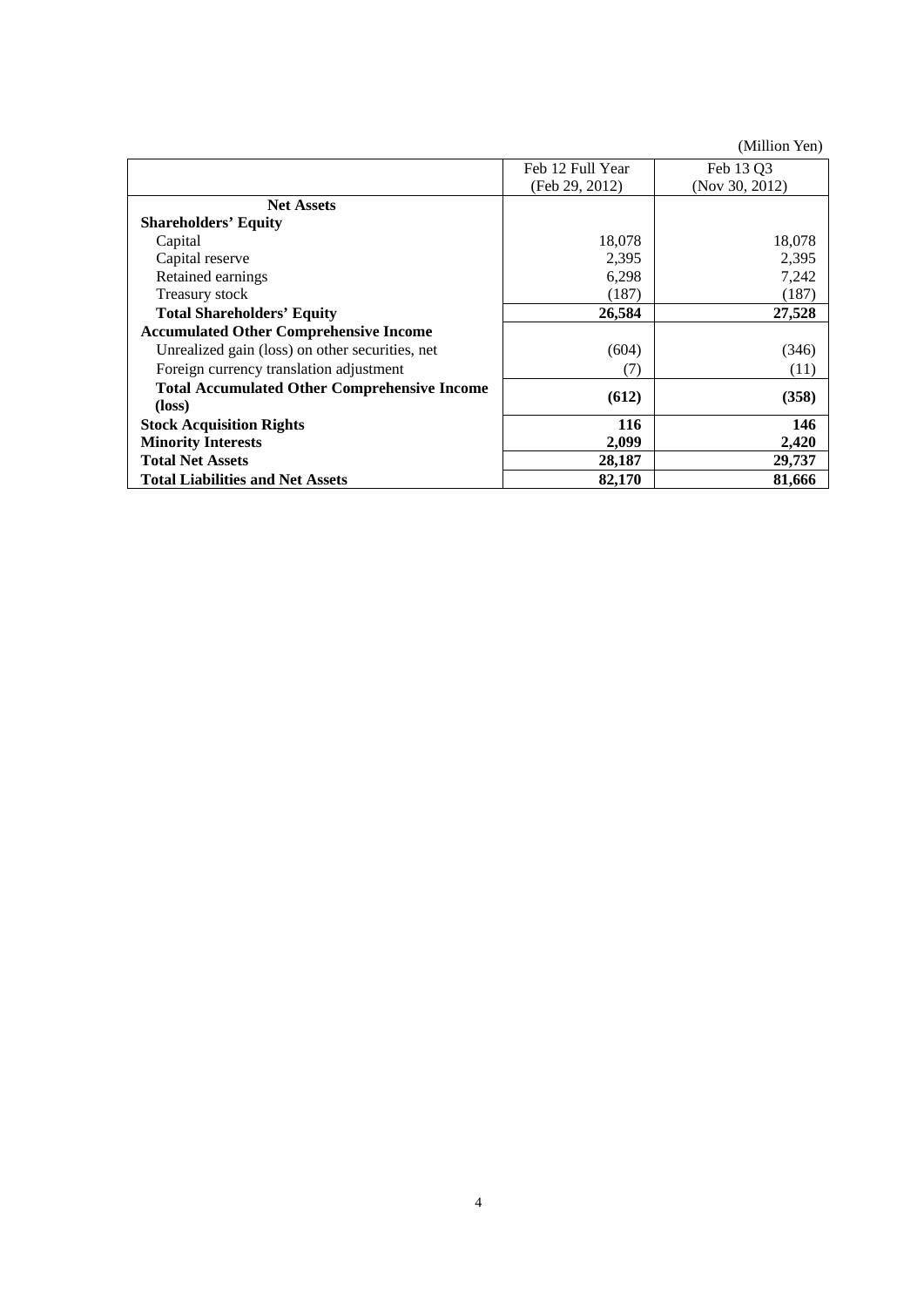(Million Yen)

| | Feb 12 Full Year (Feb 29, 2012) | Feb 13 Q3 (Nov 30, 2012) |
|---|---|---|
| **Net Assets** | | |
| **Shareholders' Equity** | | |
| Capital | 18,078 | 18,078 |
| Capital reserve | 2,395 | 2,395 |
| Retained earnings | 6,298 | 7,242 |
| Treasury stock | (187) | (187) |
| **Total Shareholders' Equity** | **26,584** | **27,528** |
| **Accumulated Other Comprehensive Income** | | |
| Unrealized gain (loss) on other securities, net | (604) | (346) |
| Foreign currency translation adjustment | (7) | (11) |
| **Total Accumulated Other Comprehensive Income (loss)** | **(612)** | **(358)** |
| **Stock Acquisition Rights** | **116** | **146** |
| **Minority Interests** | **2,099** | **2,420** |
| **Total Net Assets** | **28,187** | **29,737** |
| **Total Liabilities and Net Assets** | **82,170** | **81,666** |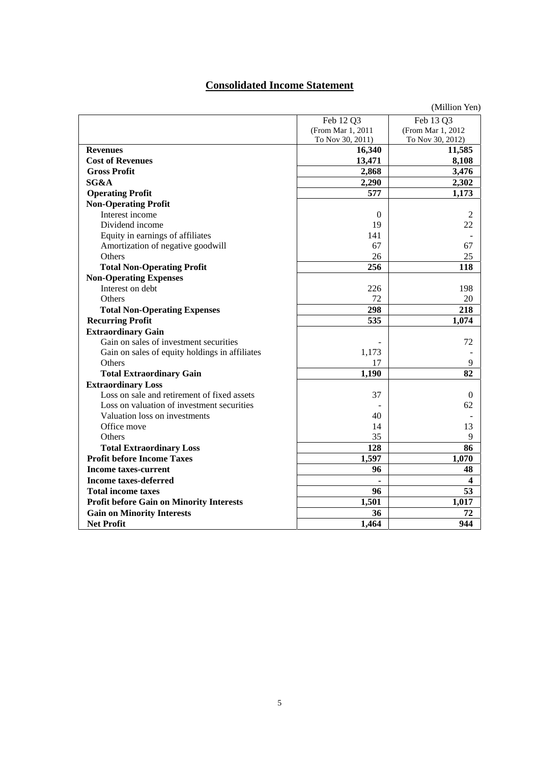# Consolidated Income Statement

(Million Yen)

| | Feb 12 Q3 (From Mar 1, 2011 To Nov 30, 2011) | Feb 13 Q3 (From Mar 1, 2012 To Nov 30, 2012) |
|---|---|---|
| **Revenues** | **16,340** | **11,585** |
| **Cost of Revenues** | **13,471** | **8,108** |
| **Gross Profit** | **2,868** | **3,476** |
| **SG&A** | **2,290** | **2,302** |
| **Operating Profit** | **577** | **1,173** |
| **Non-Operating Profit** | | |
| Interest income | 0 | 2 |
| Dividend income | 19 | 22 |
| Equity in earnings of affiliates | 141 | - |
| Amortization of negative goodwill | 67 | 67 |
| Others | 26 | 25 |
| **Total Non-Operating Profit** | **256** | **118** |
| **Non-Operating Expenses** | | |
| Interest on debt | 226 | 198 |
| Others | 72 | 20 |
| **Total Non-Operating Expenses** | **298** | **218** |
| **Recurring Profit** | **535** | **1,074** |
| **Extraordinary Gain** | | |
| Gain on sales of investment securities | - | 72 |
| Gain on sales of equity holdings in affiliates | 1,173 | - |
| Others | 17 | 9 |
| **Total Extraordinary Gain** | **1,190** | **82** |
| **Extraordinary Loss** | | |
| Loss on sale and retirement of fixed assets | 37 | 0 |
| Loss on valuation of investment securities | - | 62 |
| Valuation loss on investments | 40 | - |
| Office move | 14 | 13 |
| Others | 35 | 9 |
| **Total Extraordinary Loss** | **128** | **86** |
| **Profit before Income Taxes** | **1,597** | **1,070** |
| **Income taxes-current** | **96** | **48** |
| **Income taxes-deferred** | **-** | **4** |
| **Total income taxes** | **96** | **53** |
| **Profit before Gain on Minority Interests** | **1,501** | **1,017** |
| **Gain on Minority Interests** | **36** | **72** |
| **Net Profit** | **1,464** | **944** |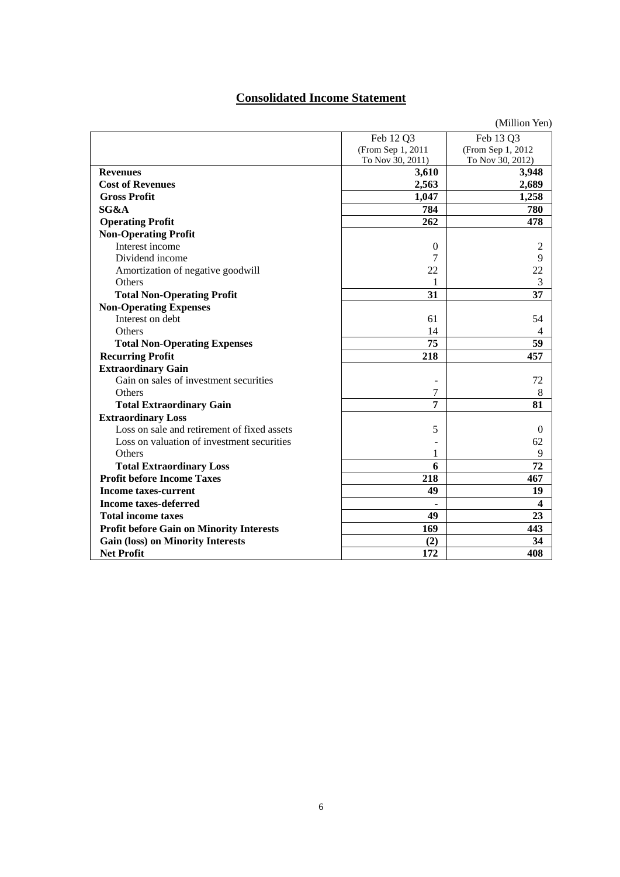## Consolidated Income Statement

(Million Yen)

| | Feb 12 Q3 (From Sep 1, 2011 To Nov 30, 2011) | Feb 13 Q3 (From Sep 1, 2012 To Nov 30, 2012) |
|---|---|---|
| **Revenues** | **3,610** | **3,948** |
| **Cost of Revenues** | **2,563** | **2,689** |
| **Gross Profit** | **1,047** | **1,258** |
| **SG&A** | **784** | **780** |
| **Operating Profit** | **262** | **478** |
| **Non-Operating Profit** | | |
| Interest income | 0 | 2 |
| Dividend income | 7 | 9 |
| Amortization of negative goodwill | 22 | 22 |
| Others | 1 | 3 |
| **Total Non-Operating Profit** | **31** | **37** |
| **Non-Operating Expenses** | | |
| Interest on debt | 61 | 54 |
| Others | 14 | 4 |
| **Total Non-Operating Expenses** | **75** | **59** |
| **Recurring Profit** | **218** | **457** |
| **Extraordinary Gain** | | |
| Gain on sales of investment securities | - | 72 |
| Others | 7 | 8 |
| **Total Extraordinary Gain** | **7** | **81** |
| **Extraordinary Loss** | | |
| Loss on sale and retirement of fixed assets | 5 | 0 |
| Loss on valuation of investment securities | - | 62 |
| Others | 1 | 9 |
| **Total Extraordinary Loss** | **6** | **72** |
| **Profit before Income Taxes** | **218** | **467** |
| **Income taxes-current** | **49** | **19** |
| **Income taxes-deferred** | **-** | **4** |
| **Total income taxes** | **49** | **23** |
| **Profit before Gain on Minority Interests** | **169** | **443** |
| **Gain (loss) on Minority Interests** | **(2)** | **34** |
| **Net Profit** | **172** | **408** |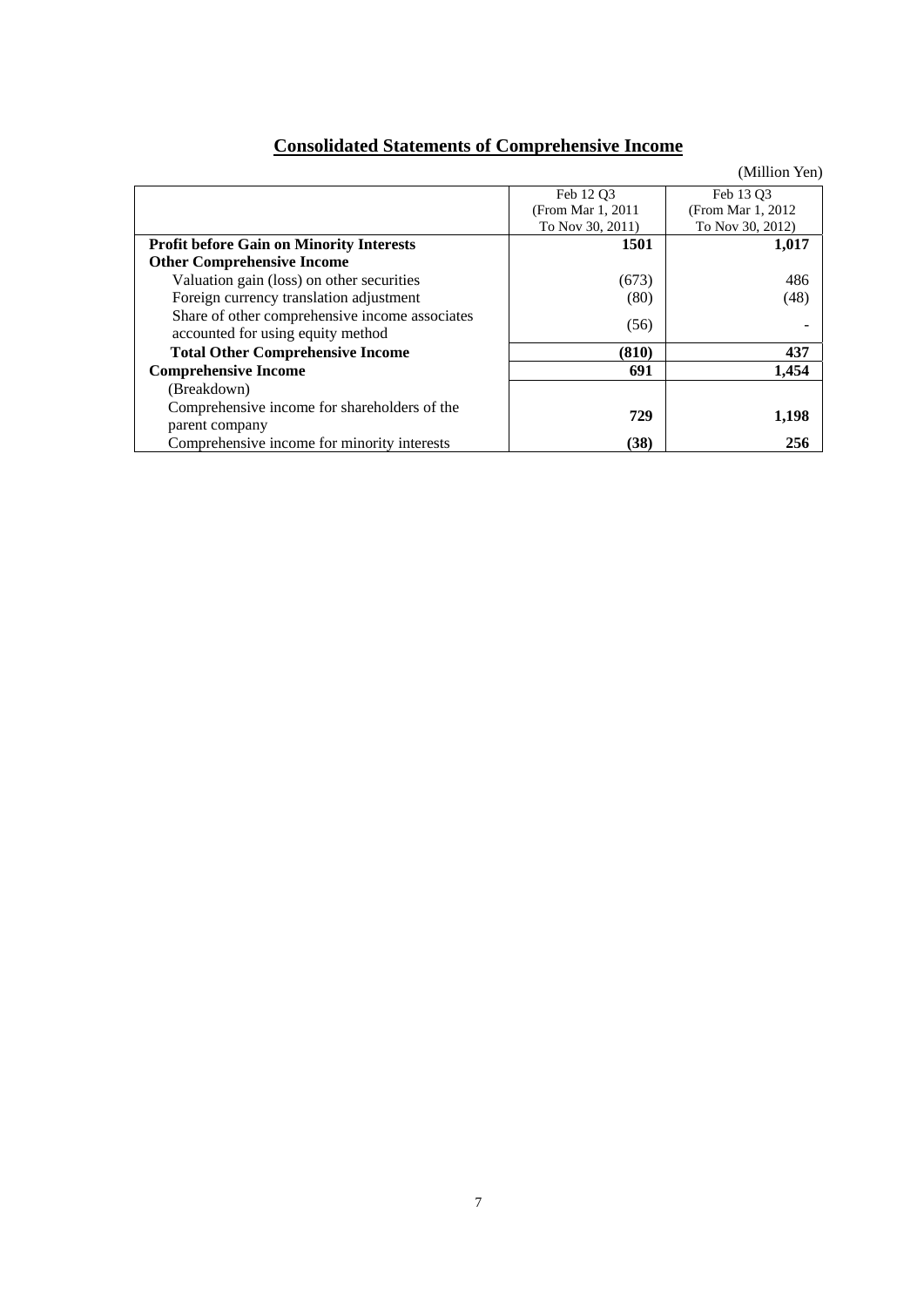## Consolidated Statements of Comprehensive Income

(Million Yen)

| | Feb 12 Q3 (From Mar 1, 2011 To Nov 30, 2011) | Feb 13 Q3 (From Mar 1, 2012 To Nov 30, 2012) |
|---|---|---|
| **Profit before Gain on Minority Interests** | **1501** | **1,017** |
| **Other Comprehensive Income** | | |
| Valuation gain (loss) on other securities | (673) | 486 |
| Foreign currency translation adjustment | (80) | (48) |
| Share of other comprehensive income associates accounted for using equity method | (56) | - |
| **Total Other Comprehensive Income** | **(810)** | **437** |
| **Comprehensive Income** | **691** | **1,454** |
| (Breakdown) | | |
| Comprehensive income for shareholders of the parent company | **729** | **1,198** |
| Comprehensive income for minority interests | **(38)** | **256** |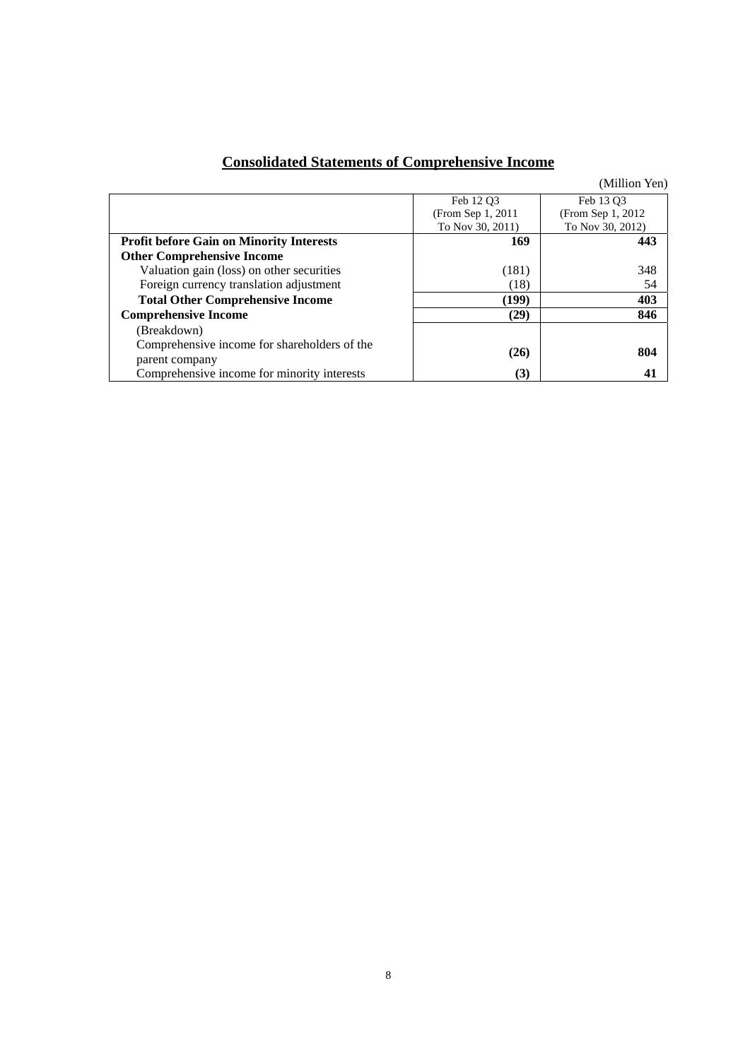## Consolidated Statements of Comprehensive Income

(Million Yen)

| | Feb 12 Q3 (From Sep 1, 2011 To Nov 30, 2011) | Feb 13 Q3 (From Sep 1, 2012 To Nov 30, 2012) |
|---|---|---|
| **Profit before Gain on Minority Interests** | **169** | **443** |
| **Other Comprehensive Income** | | |
| Valuation gain (loss) on other securities | (181) | 348 |
| Foreign currency translation adjustment | (18) | 54 |
| **Total Other Comprehensive Income** | **(199)** | **403** |
| **Comprehensive Income** | **(29)** | **846** |
| (Breakdown) | | |
| Comprehensive income for shareholders of the parent company | **(26)** | **804** |
| Comprehensive income for minority interests | **(3)** | **41** |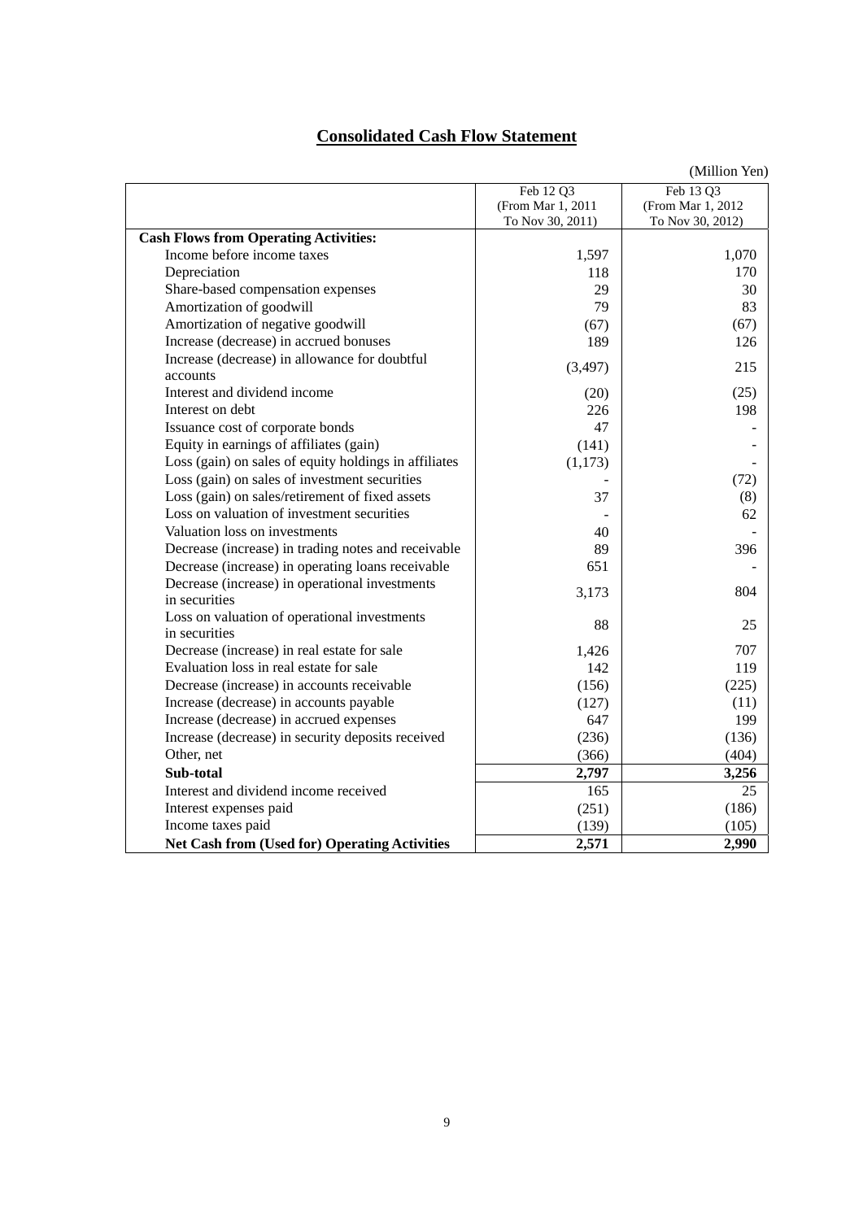# Consolidated Cash Flow Statement

(Million Yen)

| | Feb 12 Q3 (From Mar 1, 2011 To Nov 30, 2011) | Feb 13 Q3 (From Mar 1, 2012 To Nov 30, 2012) |
|---|---|---|
| **Cash Flows from Operating Activities:** | | |
| Income before income taxes | 1,597 | 1,070 |
| Depreciation | 118 | 170 |
| Share-based compensation expenses | 29 | 30 |
| Amortization of goodwill | 79 | 83 |
| Amortization of negative goodwill | (67) | (67) |
| Increase (decrease) in accrued bonuses | 189 | 126 |
| Increase (decrease) in allowance for doubtful accounts | (3,497) | 215 |
| Interest and dividend income | (20) | (25) |
| Interest on debt | 226 | 198 |
| Issuance cost of corporate bonds | 47 | - |
| Equity in earnings of affiliates (gain) | (141) | - |
| Loss (gain) on sales of equity holdings in affiliates | (1,173) | - |
| Loss (gain) on sales of investment securities | - | (72) |
| Loss (gain) on sales/retirement of fixed assets | 37 | (8) |
| Loss on valuation of investment securities | - | 62 |
| Valuation loss on investments | 40 | - |
| Decrease (increase) in trading notes and receivable | 89 | 396 |
| Decrease (increase) in operating loans receivable | 651 | - |
| Decrease (increase) in operational investments in securities | 3,173 | 804 |
| Loss on valuation of operational investments in securities | 88 | 25 |
| Decrease (increase) in real estate for sale | 1,426 | 707 |
| Evaluation loss in real estate for sale | 142 | 119 |
| Decrease (increase) in accounts receivable | (156) | (225) |
| Increase (decrease) in accounts payable | (127) | (11) |
| Increase (decrease) in accrued expenses | 647 | 199 |
| Increase (decrease) in security deposits received | (236) | (136) |
| Other, net | (366) | (404) |
| **Sub-total** | **2,797** | **3,256** |
| Interest and dividend income received | 165 | 25 |
| Interest expenses paid | (251) | (186) |
| Income taxes paid | (139) | (105) |
| **Net Cash from (Used for) Operating Activities** | **2,571** | **2,990** |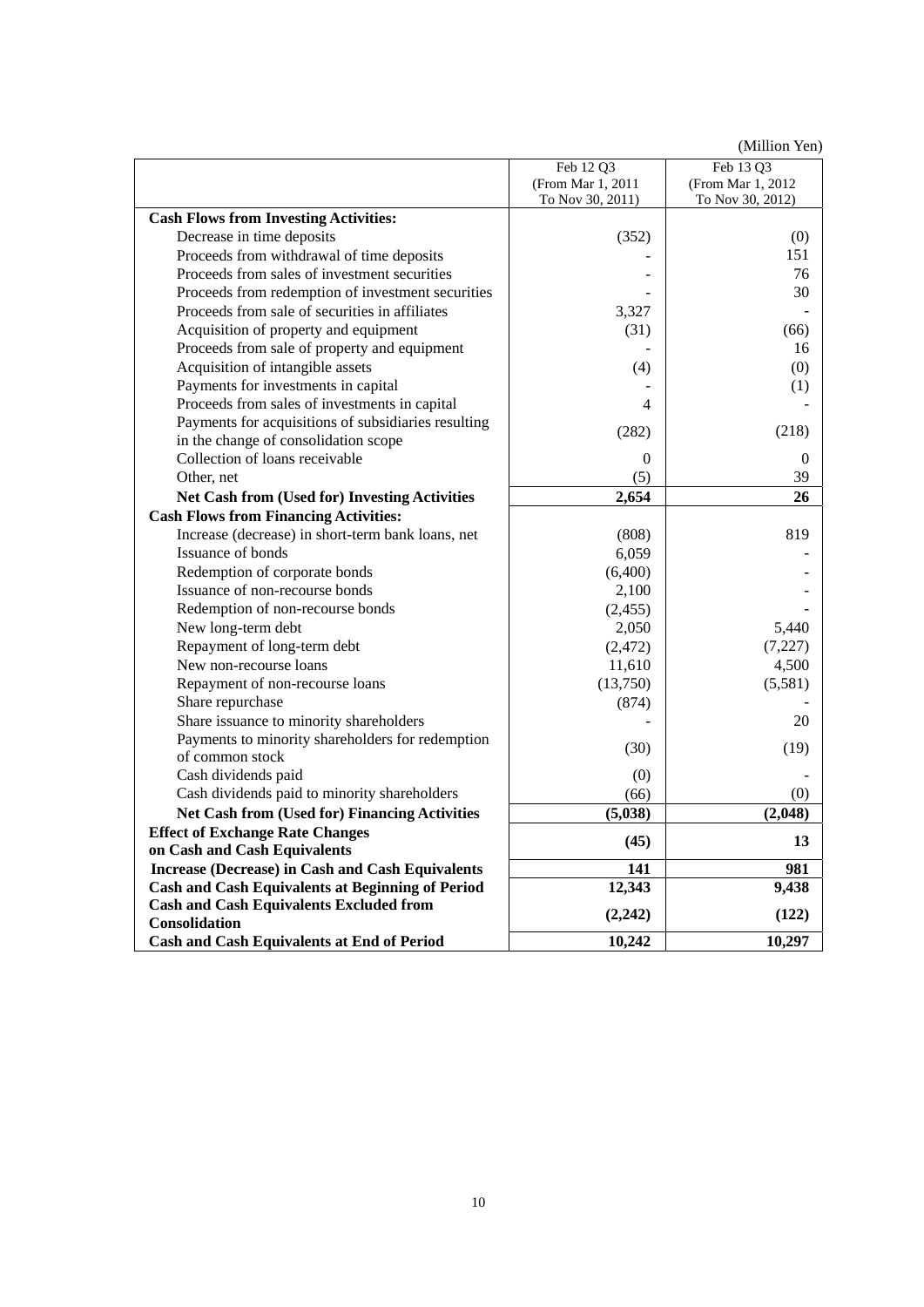(Million Yen)

| | Feb 12 Q3 (From Mar 1, 2011 To Nov 30, 2011) | Feb 13 Q3 (From Mar 1, 2012 To Nov 30, 2012) |
|---|---|---|
| **Cash Flows from Investing Activities:** | | |
| Decrease in time deposits | (352) | (0) |
| Proceeds from withdrawal of time deposits | - | 151 |
| Proceeds from sales of investment securities | - | 76 |
| Proceeds from redemption of investment securities | - | 30 |
| Proceeds from sale of securities in affiliates | 3,327 | - |
| Acquisition of property and equipment | (31) | (66) |
| Proceeds from sale of property and equipment | - | 16 |
| Acquisition of intangible assets | (4) | (0) |
| Payments for investments in capital | - | (1) |
| Proceeds from sales of investments in capital | 4 | - |
| Payments for acquisitions of subsidiaries resulting in the change of consolidation scope | (282) | (218) |
| Collection of loans receivable | 0 | 0 |
| Other, net | (5) | 39 |
| **Net Cash from (Used for) Investing Activities** | **2,654** | **26** |
| **Cash Flows from Financing Activities:** | | |
| Increase (decrease) in short-term bank loans, net | (808) | 819 |
| Issuance of bonds | 6,059 | - |
| Redemption of corporate bonds | (6,400) | - |
| Issuance of non-recourse bonds | 2,100 | - |
| Redemption of non-recourse bonds | (2,455) | - |
| New long-term debt | 2,050 | 5,440 |
| Repayment of long-term debt | (2,472) | (7,227) |
| New non-recourse loans | 11,610 | 4,500 |
| Repayment of non-recourse loans | (13,750) | (5,581) |
| Share repurchase | (874) | - |
| Share issuance to minority shareholders | - | 20 |
| Payments to minority shareholders for redemption of common stock | (30) | (19) |
| Cash dividends paid | (0) | - |
| Cash dividends paid to minority shareholders | (66) | (0) |
| **Net Cash from (Used for) Financing Activities** | **(5,038)** | **(2,048)** |
| **Effect of Exchange Rate Changes on Cash and Cash Equivalents** | **(45)** | **13** |
| **Increase (Decrease) in Cash and Cash Equivalents** | **141** | **981** |
| **Cash and Cash Equivalents at Beginning of Period** | **12,343** | **9,438** |
| **Cash and Cash Equivalents Excluded from Consolidation** | **(2,242)** | **(122)** |
| **Cash and Cash Equivalents at End of Period** | **10,242** | **10,297** |